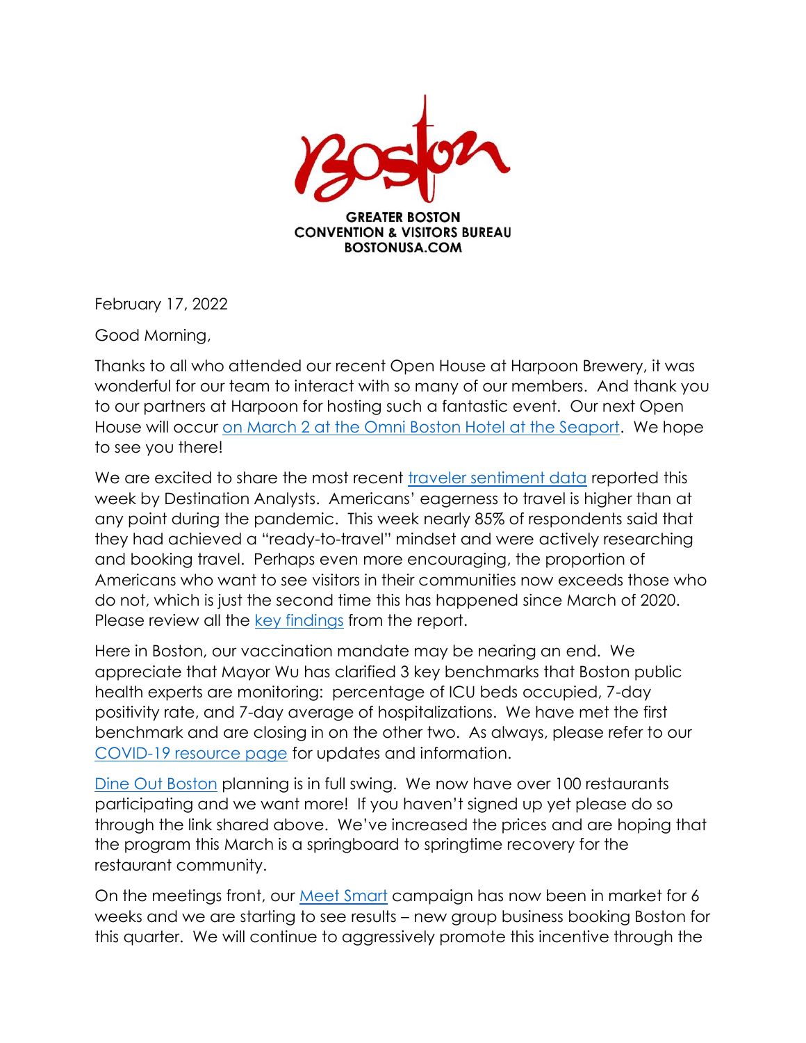GREATER BOSTON CONVENTION & VISITORS BUREAU
BOSTONUSA.COM

February 17, 2022

Good Morning,

Thanks to all who attended our recent Open House at Harpoon Brewery, it was wonderful for our team to interact with so many of our members. And thank you to our partners at Harpoon for hosting such a fantastic event. Our next Open House will occur on March 2 at the Omni Boston Hotel at the Seaport. We hope to see you there!

We are excited to share the most recent traveler sentiment data reported this week by Destination Analysts. Americans' eagerness to travel is higher than at any point during the pandemic. This week nearly 85% of respondents said that they had achieved a "ready-to-travel" mindset and were actively researching and booking travel. Perhaps even more encouraging, the proportion of Americans who want to see visitors in their communities now exceeds those who do not, which is just the second time this has happened since March of 2020. Please review all the key findings from the report.

Here in Boston, our vaccination mandate may be nearing an end. We appreciate that Mayor Wu has clarified 3 key benchmarks that Boston public health experts are monitoring: percentage of ICU beds occupied, 7-day positivity rate, and 7-day average of hospitalizations. We have met the first benchmark and are closing in on the other two. As always, please refer to our COVID-19 resource page for updates and information.

Dine Out Boston planning is in full swing. We now have over 100 restaurants participating and we want more! If you haven't signed up yet please do so through the link shared above. We've increased the prices and are hoping that the program this March is a springboard to springtime recovery for the restaurant community.

On the meetings front, our Meet Smart campaign has now been in market for 6 weeks and we are starting to see results – new group business booking Boston for this quarter. We will continue to aggressively promote this incentive through the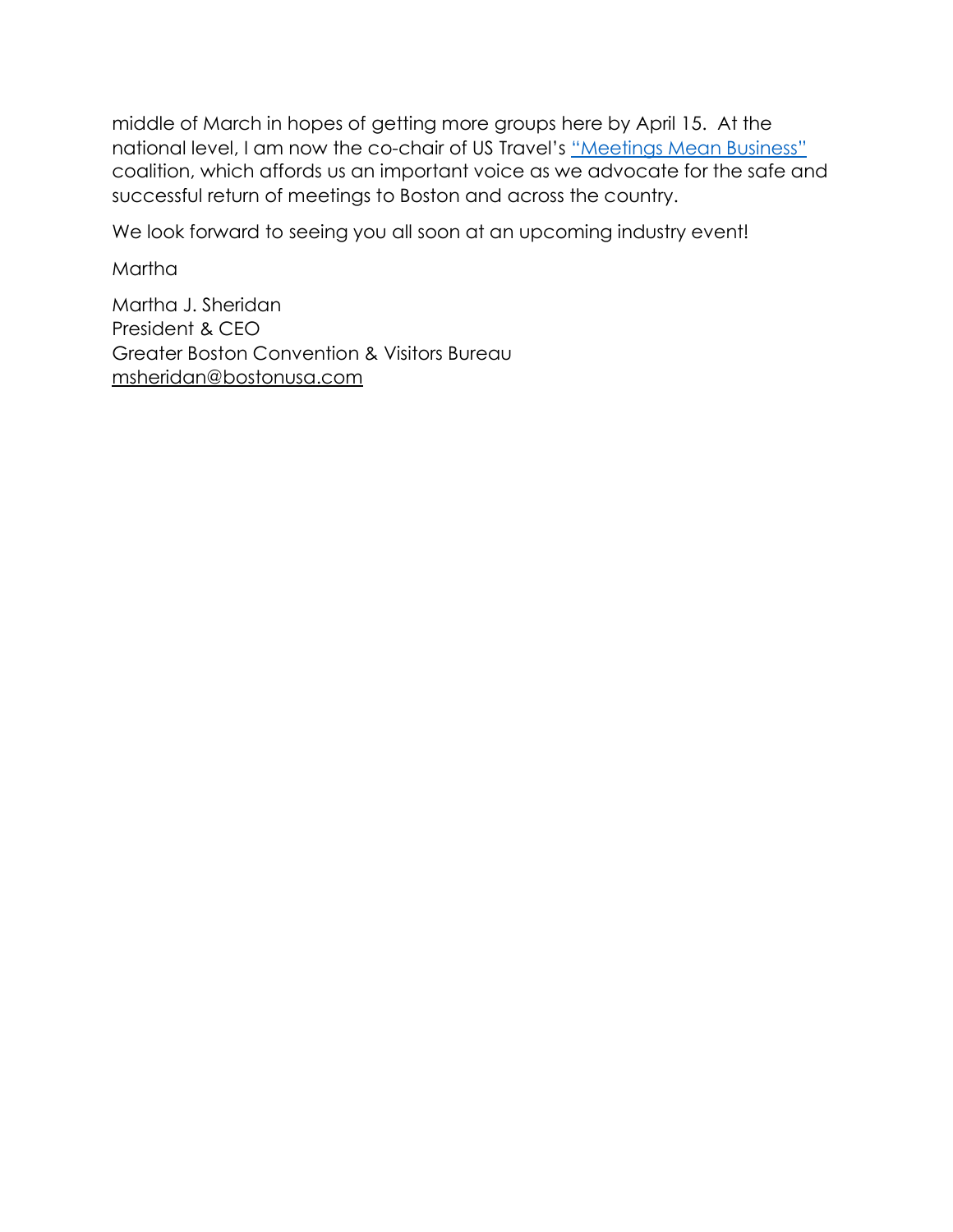middle of March in hopes of getting more groups here by April 15. At the national level, I am now the co-chair of US Travel's "Meetings Mean Business" coalition, which affords us an important voice as we advocate for the safe and successful return of meetings to Boston and across the country.

We look forward to seeing you all soon at an upcoming industry event!

Martha

Martha J. Sheridan  
President & CEO  
Greater Boston Convention & Visitors Bureau  
msheridan@bostonusa.com